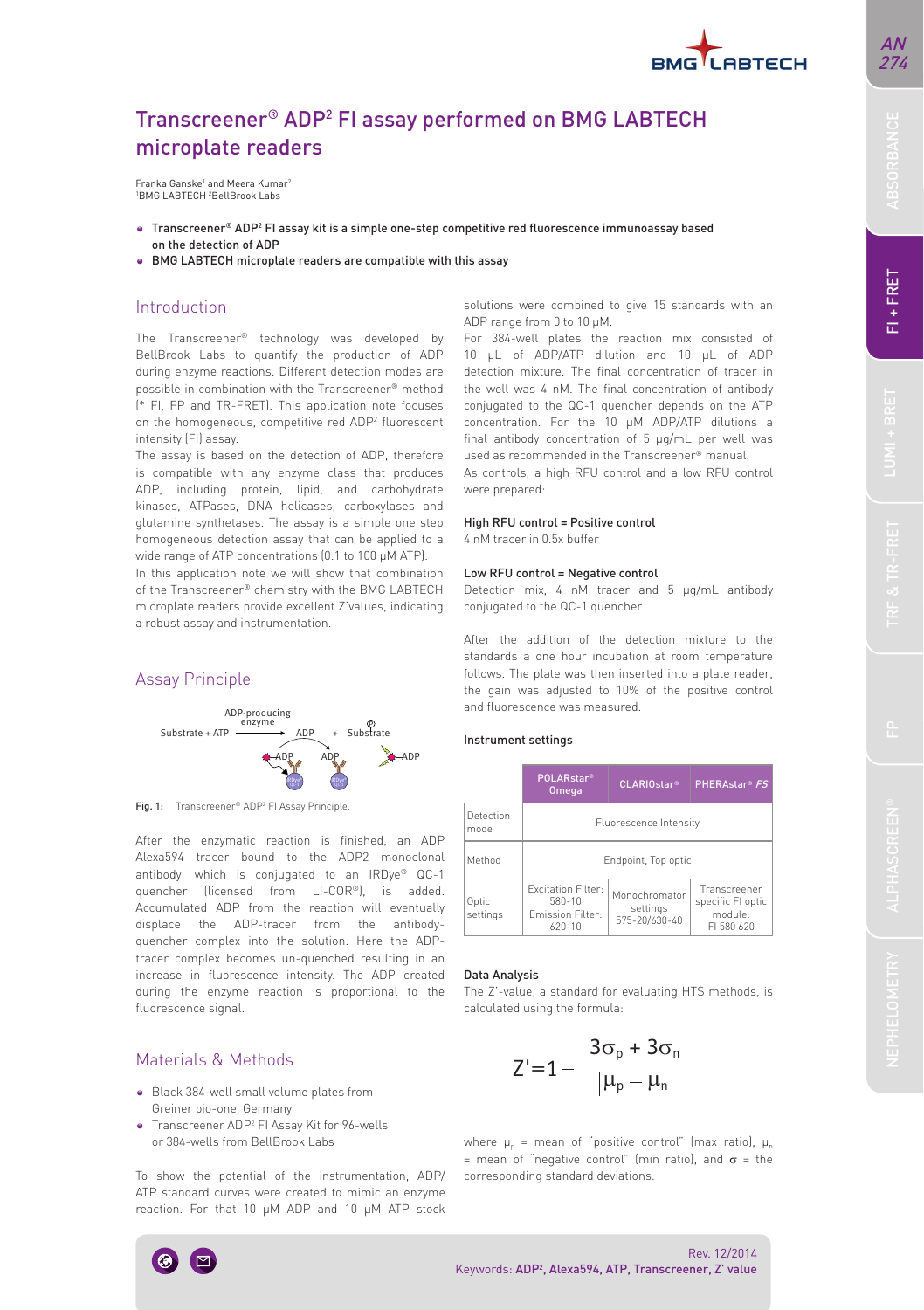# Transcreener® ADP² FI assay performed on BMG LABTECH microplate readers

Franka Ganske[1] and Meera Kumar[2]
[1]BMG LABTECH [2]BellBrook Labs

- Transcreener® ADP² FI assay kit is a simple one-step competitive red fluorescence immunoassay based on the detection of ADP
- BMG LABTECH microplate readers are compatible with this assay

## Introduction

The Transcreener® technology was developed by BellBrook Labs to quantify the production of ADP during enzyme reactions. Different detection modes are possible in combination with the Transcreener® method (* FI, FP and TR-FRET). This application note focuses on the homogeneous, competitive red ADP² fluorescent intensity (FI) assay.

The assay is based on the detection of ADP, therefore is compatible with any enzyme class that produces ADP, including protein, lipid, and carbohydrate kinases, ATPases, DNA helicases, carboxylases and glutamine synthetases. The assay is a simple one step homogeneous detection assay that can be applied to a wide range of ATP concentrations (0.1 to 100 µM ATP).

In this application note we will show that combination of the Transcreener® chemistry with the BMG LABTECH microplate readers provide excellent Z'values, indicating a robust assay and instrumentation.

## Assay Principle

Substrate + ATP —ADP-producing enzyme→ ADP + Substrate-P

Fig. 1: Transcreener® ADP² FI Assay Principle.

After the enzymatic reaction is finished, an ADP Alexa594 tracer bound to the ADP2 monoclonal antibody, which is conjugated to an IRDye® QC-1 quencher (licensed from LI-COR®), is added. Accumulated ADP from the reaction will eventually displace the ADP-tracer from the antibody-quencher complex into the solution. Here the ADP-tracer complex becomes un-quenched resulting in an increase in fluorescence intensity. The ADP created during the enzyme reaction is proportional to the fluorescence signal.

## Materials & Methods

- Black 384-well small volume plates from Greiner bio-one, Germany
- Transcreener ADP² FI Assay Kit for 96-wells or 384-wells from BellBrook Labs

To show the potential of the instrumentation, ADP/ATP standard curves were created to mimic an enzyme reaction. For that 10 µM ADP and 10 µM ATP stock solutions were combined to give 15 standards with an ADP range from 0 to 10 µM.

For 384-well plates the reaction mix consisted of 10 µL of ADP/ATP dilution and 10 µL of ADP detection mixture. The final concentration of tracer in the well was 4 nM. The final concentration of antibody conjugated to the QC-1 quencher depends on the ATP concentration. For the 10 µM ADP/ATP dilutions a final antibody concentration of 5 µg/mL per well was used as recommended in the Transcreener® manual.

As controls, a high RFU control and a low RFU control were prepared:

**High RFU control = Positive control**
4 nM tracer in 0.5x buffer

**Low RFU control = Negative control**
Detection mix, 4 nM tracer and 5 µg/mL antibody conjugated to the QC-1 quencher

After the addition of the detection mixture to the standards a one hour incubation at room temperature follows. The plate was then inserted into a plate reader, the gain was adjusted to 10% of the positive control and fluorescence was measured.

### Instrument settings

| | POLARstar® Omega | CLARIOstar® | PHERAstar® *FS* |
|---|---|---|---|
| Detection mode | Fluorescence Intensity | | |
| Method | Endpoint, Top optic | | |
| Optic settings | Excitation Filter: 580-10 Emission Filter: 620-10 | Monochromator settings 575-20/630-40 | Transcreener specific FI optic module: FI 580 620 |

### Data Analysis

The Z'-value, a standard for evaluating HTS methods, is calculated using the formula:

$$Z' = 1 - \frac{3\sigma_p + 3\sigma_n}{|\mu_p - \mu_n|}$$

where $\mu_p$ = mean of "positive control" (max ratio), $\mu_n$ = mean of "negative control" (min ratio), and $\sigma$ = the corresponding standard deviations.

Rev. 12/2014
Keywords: ADP², Alexa594, ATP, Transcreener, Z' value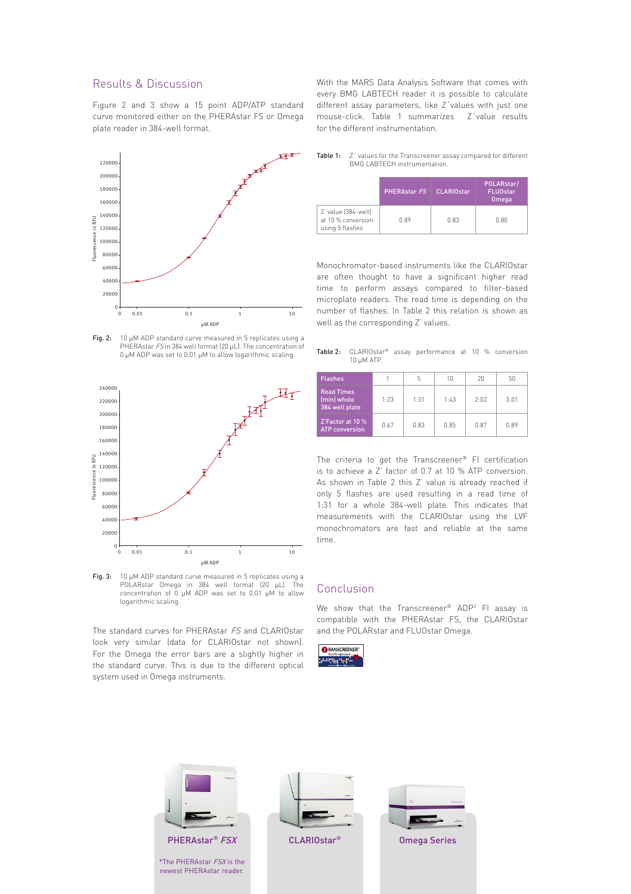## Results & Discussion

Figure 2 and 3 show a 15 point ADP/ATP standard curve monitored either on the PHERAstar FS or Omega plate reader in 384-well format.

220000
200000
180000
160000
140000
120000
100000
80000
60000
40000
20000
0
Fluorescence in RFU
0 0.01 0.1 1 10
µM ADP

**Fig. 2:** 10 µM ADP standard curve measured in 5 replicates using a PHERAstar *FS* in 384 well format (20 µL). The concentration of 0 µM ADP was set to 0.01 µM to allow logarithmic scaling.

240000
220000
200000
180000
160000
140000
120000
100000
80000
60000
40000
20000
0
Fluorescence in RFU
0 0.01 0.1 1 10
µM ADP

**Fig. 3:** 10 µM ADP standard curve measured in 5 replicates using a POLARstar Omega in 384 well format (20 µL). The concentration of 0 µM ADP was set to 0.01 µM to allow logarithmic scaling.

The standard curves for PHERAstar *FS* and CLARIOstar look very similar (data for CLARIOstar not shown). For the Omega the error bars are a slightly higher in the standard curve. This is due to the different optical system used in Omega instruments.

With the MARS Data Analysis Software that comes with every BMG LABTECH reader it is possible to calculate different assay parameters, like Z´values with just one mouse-click. Table 1 summarizes Z´value results for the different instrumentation.

**Table 1:** Z´ values for the Transcreener assay compared for different BMG LABTECH instrumentation.

| | PHERAstar *FS* | CLARIOstar | POLARstar/ FLUOstar Omega |
|---|---|---|---|
| Z´value (384-well) at 10 % conversion using 5 flashes | 0.89 | 0.83 | 0.80 |

Monochromator-based instruments like the CLARIOstar are often thought to have a significant higher read time to perform assays compared to filter-based microplate readers. The read time is depending on the number of flashes. In Table 2 this relation is shown as well as the corresponding Z' values.

**Table 2:** CLARIOstar® assay performance at 10 % conversion 10 µM ATP.

| Flashes | 1 | 5 | 10 | 20 | 50 |
|---|---|---|---|---|---|
| Read Times [min] whole 384 well plate | 1:23 | 1:31 | 1:43 | 2:02 | 3:01 |
| Z'Factor at 10 % ATP conversion | 0.67 | 0.83 | 0.85 | 0.87 | 0.89 |

The criteria to get the Transcreener® FI certification is to achieve a Z' factor of 0.7 at 10 % ATP conversion. As shown in Table 2 this Z' value is already reached if only 5 flashes are used resulting in a read time of 1:31 for a whole 384-well plate. This indicates that measurements with the CLARIOstar using the LVF monochromators are fast and reliable at the same time.

## Conclusion

We show that the Transcreener® ADP[2] FI assay is compatible with the PHERAstar FS, the CLARIOstar and the POLARstar and FLUOstar Omega.

PHERAstar® *FSX*

*The PHERAstar *FSX* is the newest PHERAstar reader.

CLARIOstar®

Omega Series